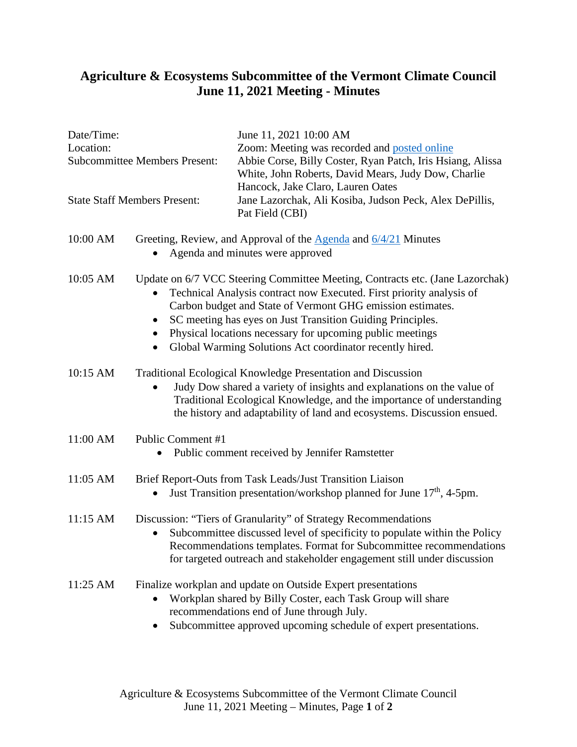# Agriculture & Ecosystems Subcommittee of the Vermont Climate Council
# June 11, 2021 Meeting - Minutes

| | |
|---|---|
| Date/Time: | June 11, 2021 10:00 AM |
| Location: | Zoom: Meeting was recorded and posted online |
| Subcommittee Members Present: | Abbie Corse, Billy Coster, Ryan Patch, Iris Hsiang, Alissa White, John Roberts, David Mears, Judy Dow, Charlie Hancock, Jake Claro, Lauren Oates |
| State Staff Members Present: | Jane Lazorchak, Ali Kosiba, Judson Peck, Alex DePillis, Pat Field (CBI) |

**10:00 AM** Greeting, Review, and Approval of the Agenda and 6/4/21 Minutes

- Agenda and minutes were approved

**10:05 AM** Update on 6/7 VCC Steering Committee Meeting, Contracts etc. (Jane Lazorchak)

- Technical Analysis contract now Executed. First priority analysis of Carbon budget and State of Vermont GHG emission estimates.
- SC meeting has eyes on Just Transition Guiding Principles.
- Physical locations necessary for upcoming public meetings
- Global Warming Solutions Act coordinator recently hired.

**10:15 AM** Traditional Ecological Knowledge Presentation and Discussion

- Judy Dow shared a variety of insights and explanations on the value of Traditional Ecological Knowledge, and the importance of understanding the history and adaptability of land and ecosystems. Discussion ensued.

**11:00 AM** Public Comment #1

- Public comment received by Jennifer Ramstetter

**11:05 AM** Brief Report-Outs from Task Leads/Just Transition Liaison

- Just Transition presentation/workshop planned for June 17th, 4-5pm.

**11:15 AM** Discussion: "Tiers of Granularity" of Strategy Recommendations

- Subcommittee discussed level of specificity to populate within the Policy Recommendations templates. Format for Subcommittee recommendations for targeted outreach and stakeholder engagement still under discussion

**11:25 AM** Finalize workplan and update on Outside Expert presentations

- Workplan shared by Billy Coster, each Task Group will share recommendations end of June through July.
- Subcommittee approved upcoming schedule of expert presentations.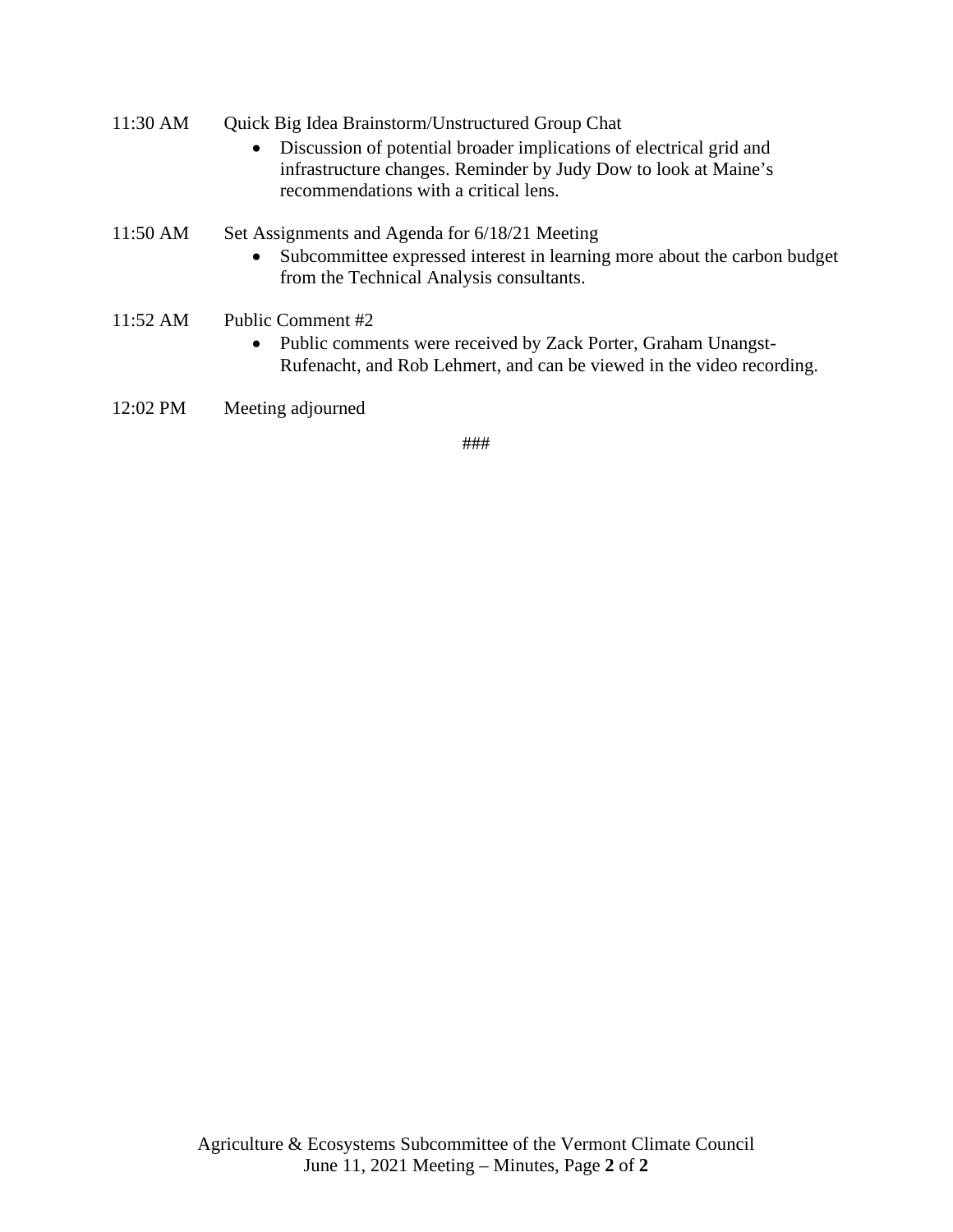11:30 AM Quick Big Idea Brainstorm/Unstructured Group Chat

- Discussion of potential broader implications of electrical grid and infrastructure changes. Reminder by Judy Dow to look at Maine's recommendations with a critical lens.

11:50 AM Set Assignments and Agenda for 6/18/21 Meeting

- Subcommittee expressed interest in learning more about the carbon budget from the Technical Analysis consultants.

11:52 AM Public Comment #2

- Public comments were received by Zack Porter, Graham Unangst-Rufenacht, and Rob Lehmert, and can be viewed in the video recording.

12:02 PM Meeting adjourned

###